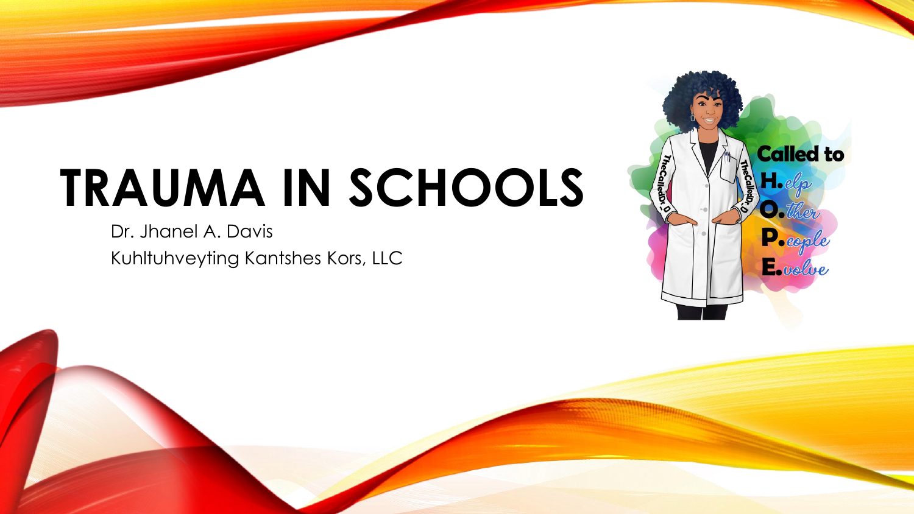# TRAUMA IN SCHOOLS

Dr. Jhanel A. Davis

Kuhltuhveyting Kantshes Kors, LLC

Called to
**H.** *elp*
**O.** *ther*
**P.** *eople*
**E.** *volve*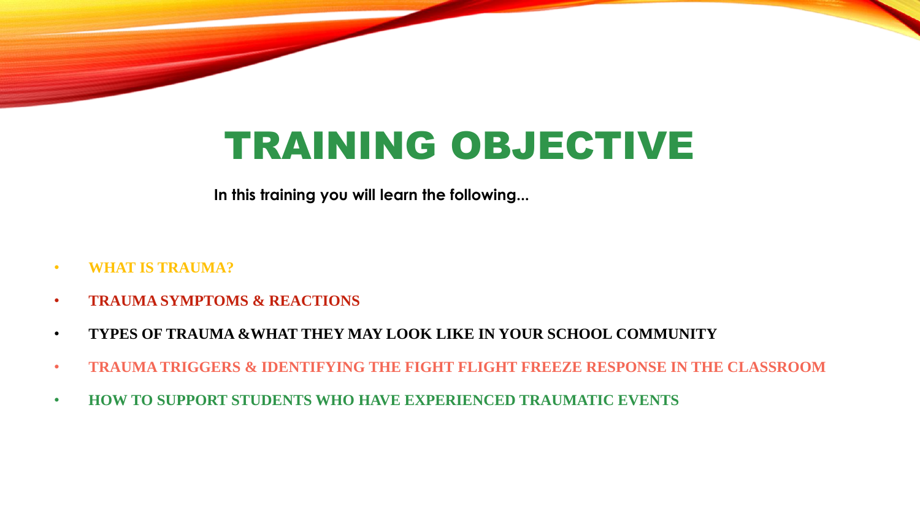# TRAINING OBJECTIVE

**In this training you will learn the following...**

- **WHAT IS TRAUMA?**
- **TRAUMA SYMPTOMS & REACTIONS**
- **TYPES OF TRAUMA &WHAT THEY MAY LOOK LIKE IN YOUR SCHOOL COMMUNITY**
- **TRAUMA TRIGGERS & IDENTIFYING THE FIGHT FLIGHT FREEZE RESPONSE IN THE CLASSROOM**
- **HOW TO SUPPORT STUDENTS WHO HAVE EXPERIENCED TRAUMATIC EVENTS**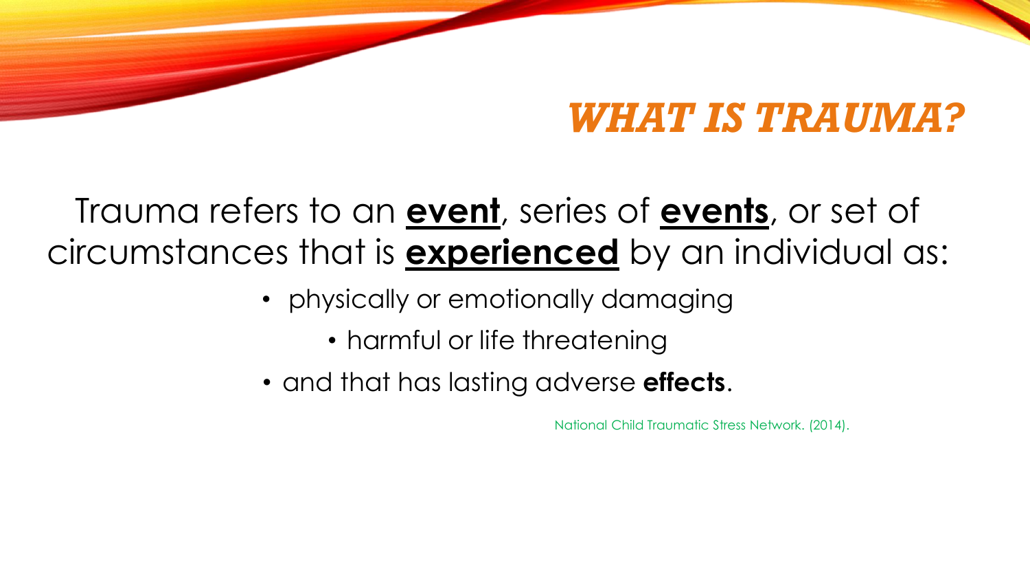# ***WHAT IS TRAUMA?***

Trauma refers to an **event**, series of **events**, or set of circumstances that is **experienced** by an individual as:

- physically or emotionally damaging
- harmful or life threatening
- and that has lasting adverse **effects**.

National Child Traumatic Stress Network. (2014).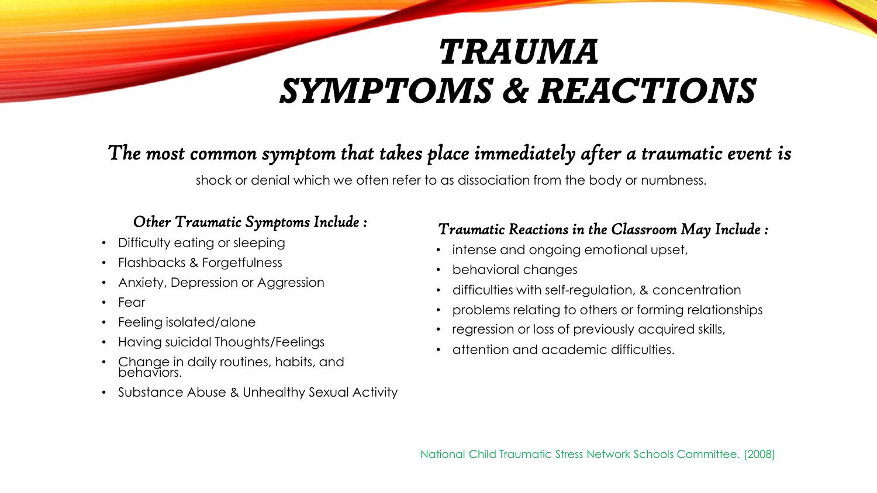# *TRAUMA SYMPTOMS & REACTIONS*

***The most common symptom that takes place immediately after a traumatic event is***

shock or denial which we often refer to as dissociation from the body or numbness.

### *Other Traumatic Symptoms Include :*

- Difficulty eating or sleeping
- Flashbacks & Forgetfulness
- Anxiety, Depression or Aggression
- Fear
- Feeling isolated/alone
- Having suicidal Thoughts/Feelings
- Change in daily routines, habits, and behaviors.
- Substance Abuse & Unhealthy Sexual Activity

### *Traumatic Reactions in the Classroom May Include :*

- intense and ongoing emotional upset,
- behavioral changes
- difficulties with self-regulation, & concentration
- problems relating to others or forming relationships
- regression or loss of previously acquired skills,
- attention and academic difficulties.

National Child Traumatic Stress Network Schools Committee. (2008)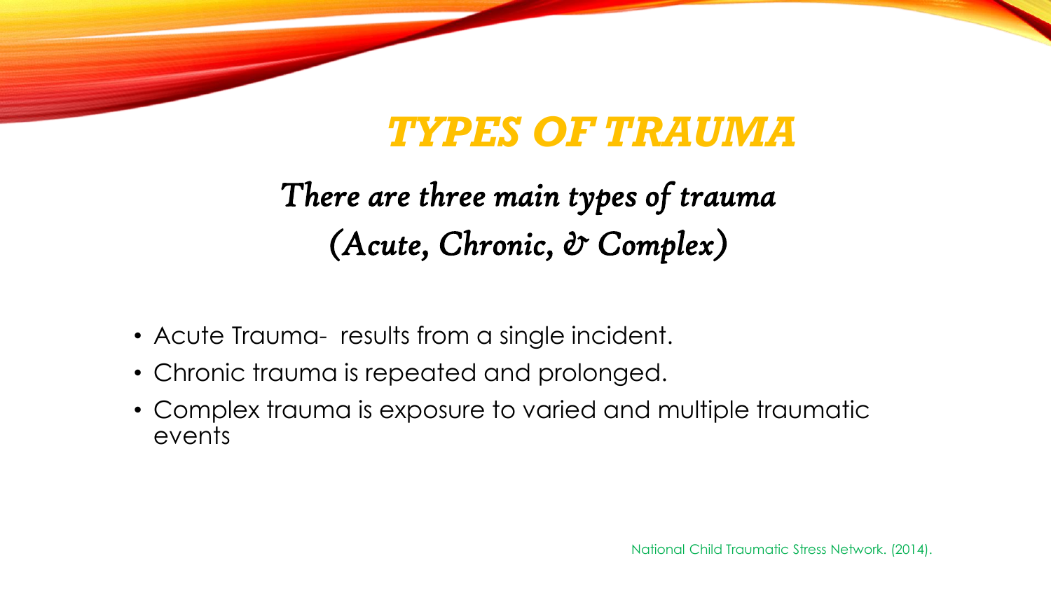# TYPES OF TRAUMA

*There are three main types of trauma (Acute, Chronic, & Complex)*

- Acute Trauma- results from a single incident.
- Chronic trauma is repeated and prolonged.
- Complex trauma is exposure to varied and multiple traumatic events

National Child Traumatic Stress Network. (2014).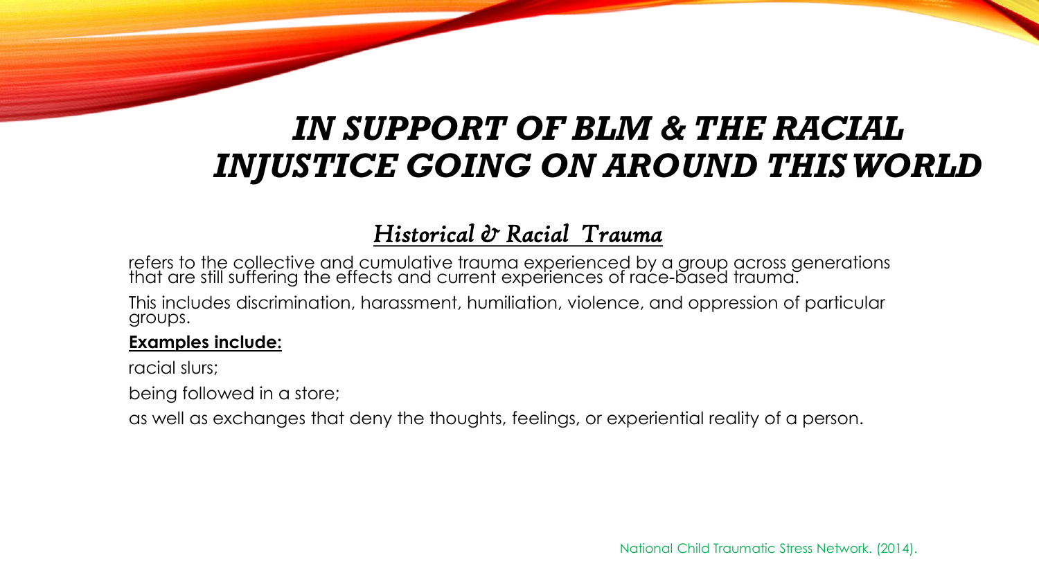# *IN SUPPORT OF BLM & THE RACIAL INJUSTICE GOING ON AROUND THIS WORLD*

## *Historical & Racial Trauma*

refers to the collective and cumulative trauma experienced by a group across generations that are still suffering the effects and current experiences of race-based trauma.

This includes discrimination, harassment, humiliation, violence, and oppression of particular groups.

**Examples include:**

racial slurs;

being followed in a store;

as well as exchanges that deny the thoughts, feelings, or experiential reality of a person.

National Child Traumatic Stress Network. (2014).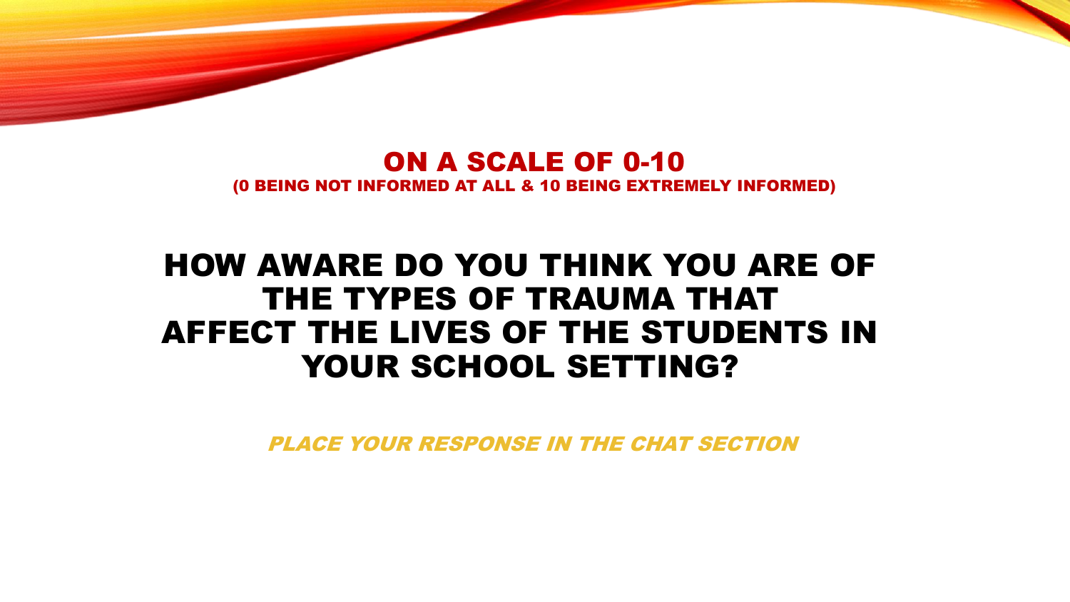## ON A SCALE OF 0-10

**(0 BEING NOT INFORMED AT ALL & 10 BEING EXTREMELY INFORMED)**

# HOW AWARE DO YOU THINK YOU ARE OF THE TYPES OF TRAUMA THAT AFFECT THE LIVES OF THE STUDENTS IN YOUR SCHOOL SETTING?

***PLACE YOUR RESPONSE IN THE CHAT SECTION***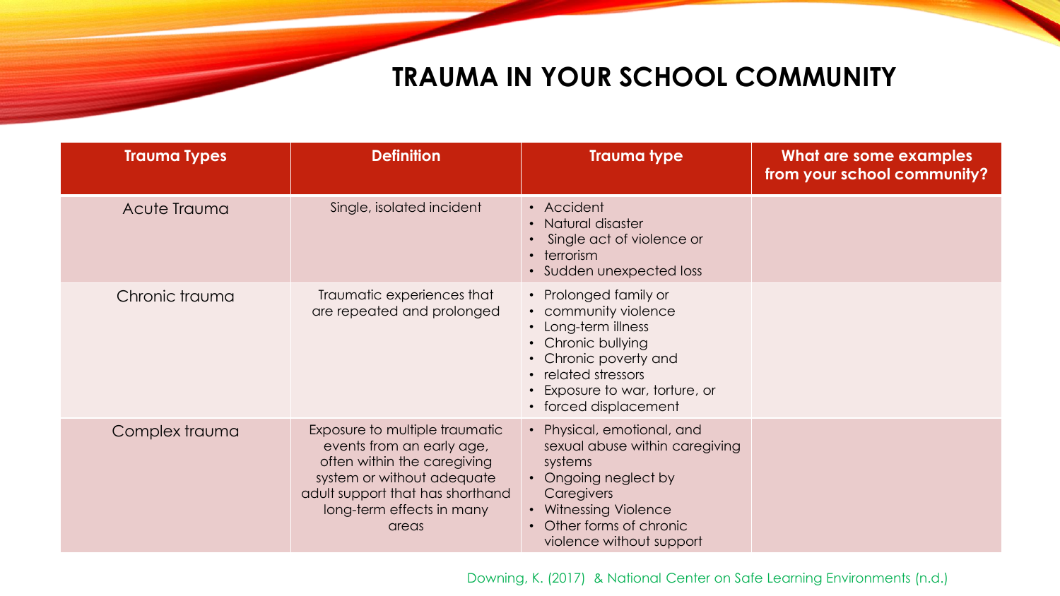# TRAUMA IN YOUR SCHOOL COMMUNITY

| Trauma Types | Definition | Trauma type | What are some examples from your school community? |
|---|---|---|---|
| Acute Trauma | Single, isolated incident | • Accident<br>• Natural disaster<br>• Single act of violence or<br>• terrorism<br>• Sudden unexpected loss | |
| Chronic trauma | Traumatic experiences that are repeated and prolonged | • Prolonged family or<br>• community violence<br>• Long-term illness<br>• Chronic bullying<br>• Chronic poverty and<br>• related stressors<br>• Exposure to war, torture, or<br>• forced displacement | |
| Complex trauma | Exposure to multiple traumatic events from an early age, often within the caregiving system or without adequate adult support that has shorthand long-term effects in many areas | • Physical, emotional, and sexual abuse within caregiving systems<br>• Ongoing neglect by Caregivers<br>• Witnessing Violence<br>• Other forms of chronic violence without support | |

Downing, K. (2017) & National Center on Safe Learning Environments (n.d.)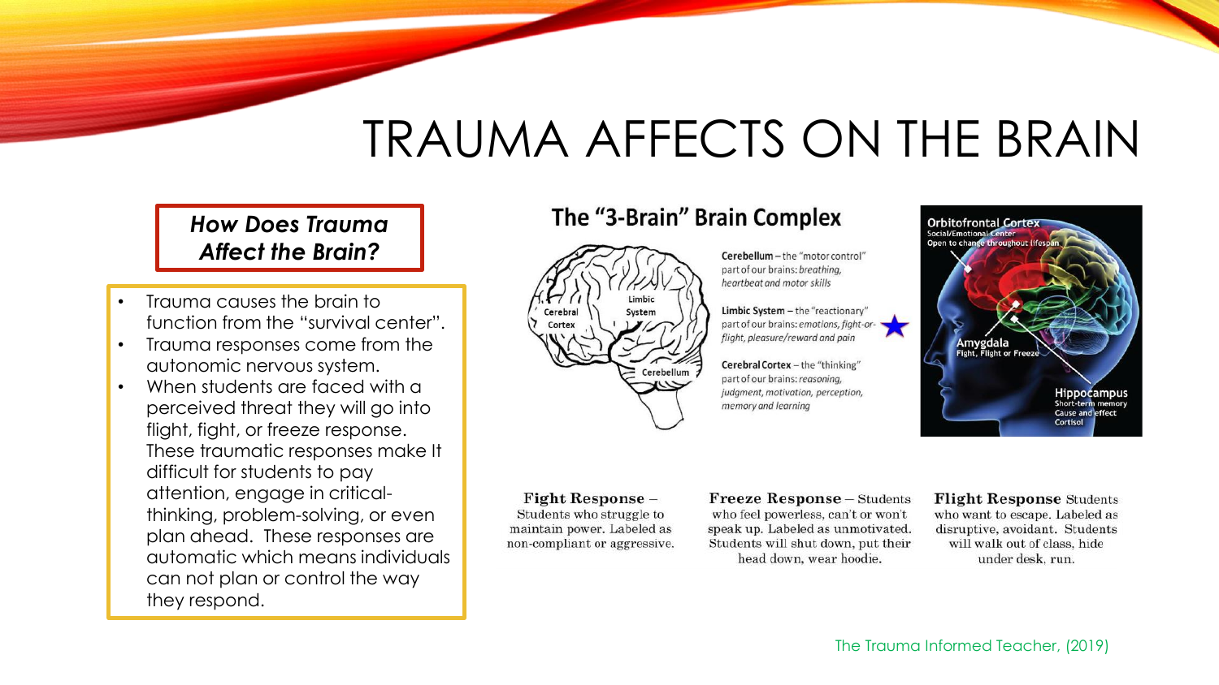# TRAUMA AFFECTS ON THE BRAIN

***How Does Trauma Affect the Brain?***

- Trauma causes the brain to function from the "survival center".
- Trauma responses come from the autonomic nervous system.
- When students are faced with a perceived threat they will go into flight, fight, or freeze response. These traumatic responses make It difficult for students to pay attention, engage in critical-thinking, problem-solving, or even plan ahead. These responses are automatic which means individuals can not plan or control the way they respond.

## The "3-Brain" Brain Complex

Cerebral Cortex | Limbic System | Cerebellum

**Cerebellum** – the "motor control" part of our brains: *breathing, heartbeat and motor skills*

**Limbic System** – the "reactionary" part of our brains: *emotions, fight-or-flight, pleasure/reward and pain* ★

**Cerebral Cortex** – the "thinking" part of our brains: *reasoning, judgment, motivation, perception, memory and learning*

**Orbitofrontal Cortex**
Social/Emotional Center
Open to change throughout lifespan

**Amygdala**
Fight, Flight or Freeze

**Hippocampus**
Short-term memory
Cause and effect
Cortisol

**Fight Response** – Students who struggle to maintain power. Labeled as non-compliant or aggressive.

**Freeze Response** – Students who feel powerless, can't or won't speak up. Labeled as unmotivated. Students will shut down, put their head down, wear hoodie.

**Flight Response** Students who want to escape. Labeled as disruptive, avoidant. Students will walk out of class, hide under desk, run.

The Trauma Informed Teacher, (2019)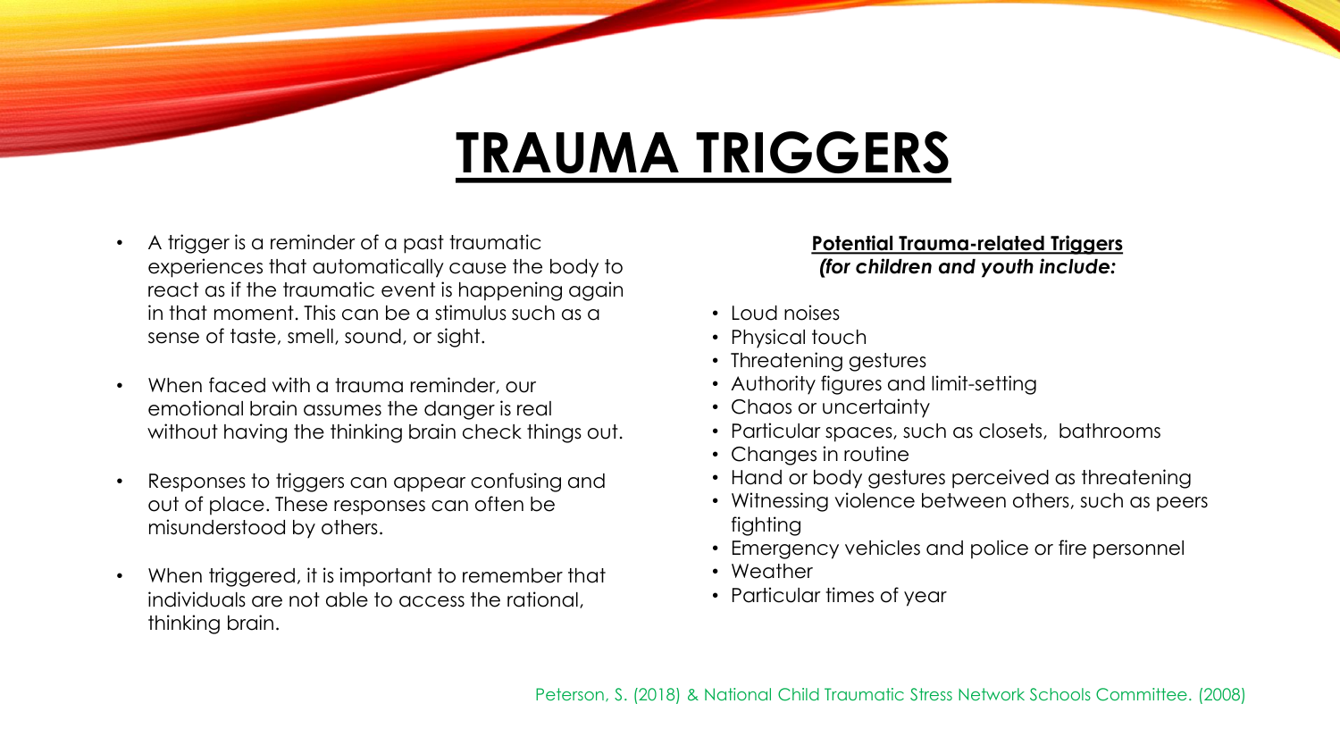# TRAUMA TRIGGERS

- A trigger is a reminder of a past traumatic experiences that automatically cause the body to react as if the traumatic event is happening again in that moment. This can be a stimulus such as a sense of taste, smell, sound, or sight.
- When faced with a trauma reminder, our emotional brain assumes the danger is real without having the thinking brain check things out.
- Responses to triggers can appear confusing and out of place. These responses can often be misunderstood by others.
- When triggered, it is important to remember that individuals are not able to access the rational, thinking brain.

**Potential Trauma-related Triggers**
***(for children and youth include:***

- Loud noises
- Physical touch
- Threatening gestures
- Authority figures and limit-setting
- Chaos or uncertainty
- Particular spaces, such as closets, bathrooms
- Changes in routine
- Hand or body gestures perceived as threatening
- Witnessing violence between others, such as peers fighting
- Emergency vehicles and police or fire personnel
- Weather
- Particular times of year

Peterson, S. (2018) & National Child Traumatic Stress Network Schools Committee. (2008)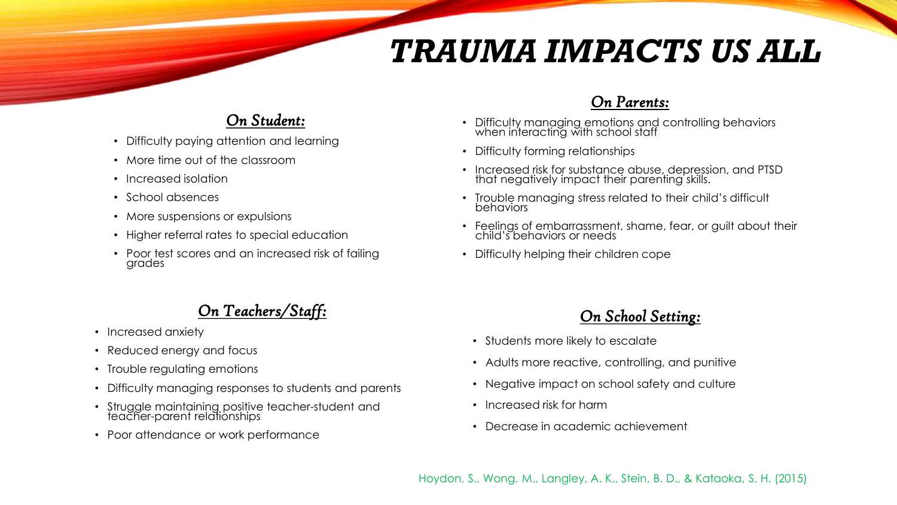# TRAUMA IMPACTS US ALL

### *On Student:*

- Difficulty paying attention and learning
- More time out of the classroom
- Increased isolation
- School absences
- More suspensions or expulsions
- Higher referral rates to special education
- Poor test scores and an increased risk of failing grades

### *On Parents:*

- Difficulty managing emotions and controlling behaviors when interacting with school staff
- Difficulty forming relationships
- Increased risk for substance abuse, depression, and PTSD that negatively impact their parenting skills.
- Trouble managing stress related to their child's difficult behaviors
- Feelings of embarrassment, shame, fear, or guilt about their child's behaviors or needs
- Difficulty helping their children cope

### *On Teachers/Staff:*

- Increased anxiety
- Reduced energy and focus
- Trouble regulating emotions
- Difficulty managing responses to students and parents
- Struggle maintaining positive teacher-student and teacher-parent relationships
- Poor attendance or work performance

### *On School Setting:*

- Students more likely to escalate
- Adults more reactive, controlling, and punitive
- Negative impact on school safety and culture
- Increased risk for harm
- Decrease in academic achievement

Hoydon, S., Wong, M., Langley, A. K., Stein, B. D., & Kataoka, S. H. (2015)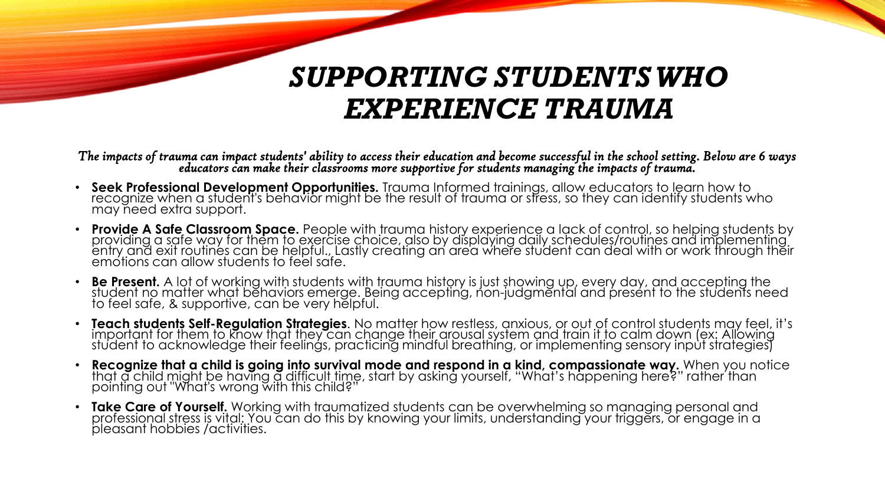# SUPPORTING STUDENTS WHO EXPERIENCE TRAUMA

*The impacts of trauma can impact students' ability to access their education and become successful in the school setting. Below are 6 ways educators can make their classrooms more supportive for students managing the impacts of trauma.*

- **Seek Professional Development Opportunities.** Trauma Informed trainings, allow educators to learn how to recognize when a student's behavior might be the result of trauma or stress, so they can identify students who may need extra support.
- **Provide A Safe Classroom Space.** People with trauma history experience a lack of control, so helping students by providing a safe way for them to exercise choice, also by displaying daily schedules/routines and implementing entry and exit routines can be helpful., Lastly creating an area where student can deal with or work through their emotions can allow students to feel safe.
- **Be Present.** A lot of working with students with trauma history is just showing up, every day, and accepting the student no matter what behaviors emerge. Being accepting, non-judgmental and present to the students need to feel safe, & supportive, can be very helpful.
- **Teach students Self-Regulation Strategies**. No matter how restless, anxious, or out of control students may feel, it's important for them to know that they can change their arousal system and train it to calm down (ex: Allowing student to acknowledge their feelings, practicing mindful breathing, or implementing sensory input strategies)
- **Recognize that a child is going into survival mode and respond in a kind, compassionate way.** When you notice that a child might be having a difficult time, start by asking yourself, "What's happening here?" rather than pointing out "What's wrong with this child?"
- **Take Care of Yourself.** Working with traumatized students can be overwhelming so managing personal and professional stress is vital; You can do this by knowing your limits, understanding your triggers, or engage in a pleasant hobbies /activities.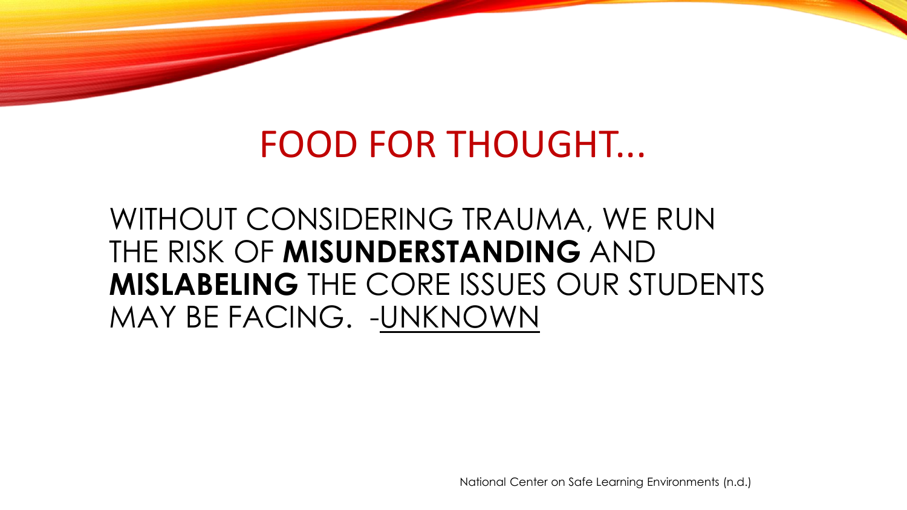# FOOD FOR THOUGHT...

WITHOUT CONSIDERING TRAUMA, WE RUN THE RISK OF **MISUNDERSTANDING** AND **MISLABELING** THE CORE ISSUES OUR STUDENTS MAY BE FACING. -UNKNOWN

National Center on Safe Learning Environments (n.d.)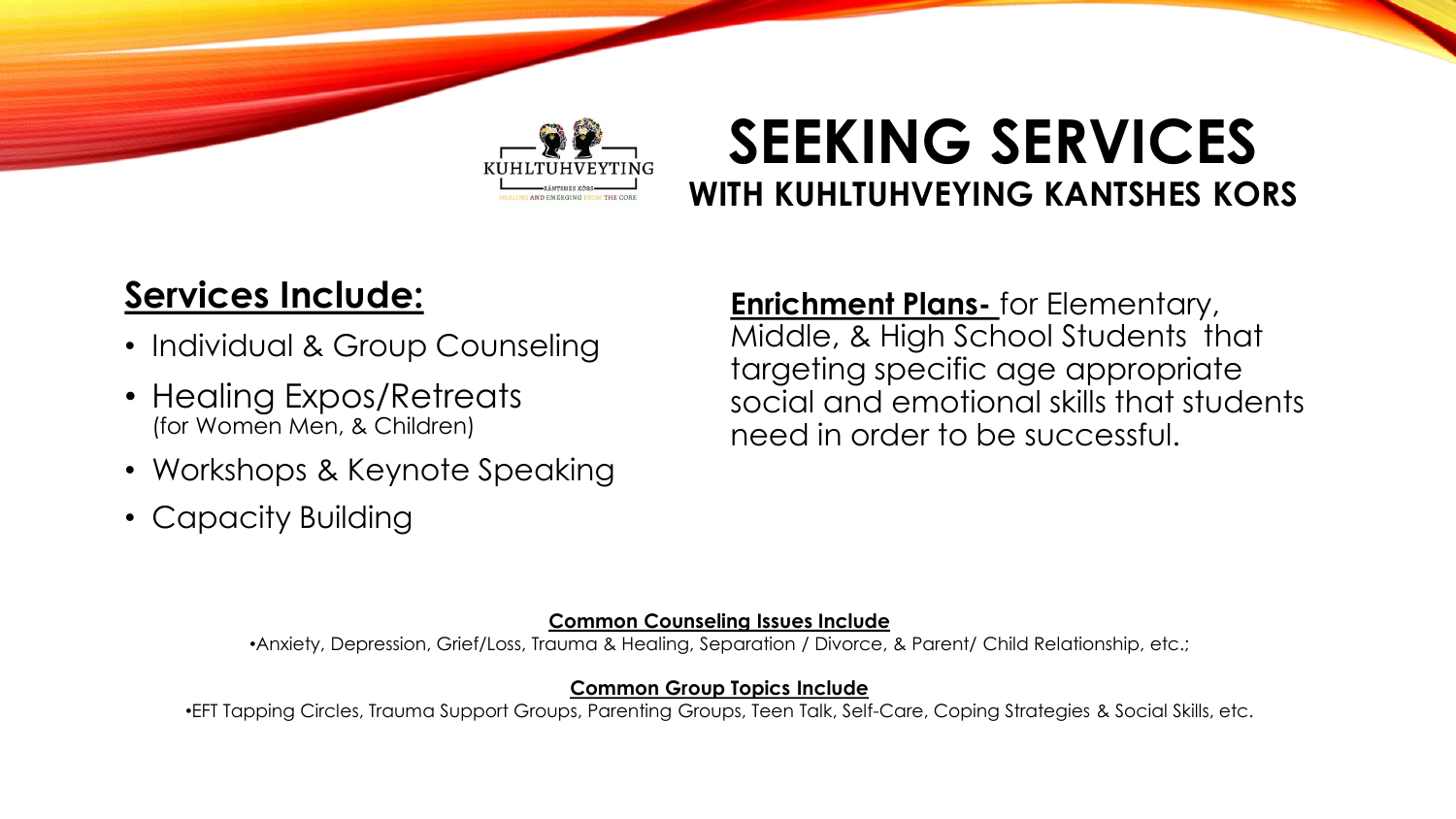# SEEKING SERVICES

## WITH KUHLTUHVEYING KANTSHES KORS

## Services Include:

- Individual & Group Counseling
- Healing Expos/Retreats (for Women Men, & Children)
- Workshops & Keynote Speaking
- Capacity Building

**Enrichment Plans-** for Elementary, Middle, & High School Students that targeting specific age appropriate social and emotional skills that students need in order to be successful.

**Common Counseling Issues Include**

•Anxiety, Depression, Grief/Loss, Trauma & Healing, Separation / Divorce, & Parent/ Child Relationship, etc.;

**Common Group Topics Include**

•EFT Tapping Circles, Trauma Support Groups, Parenting Groups, Teen Talk, Self-Care, Coping Strategies & Social Skills, etc.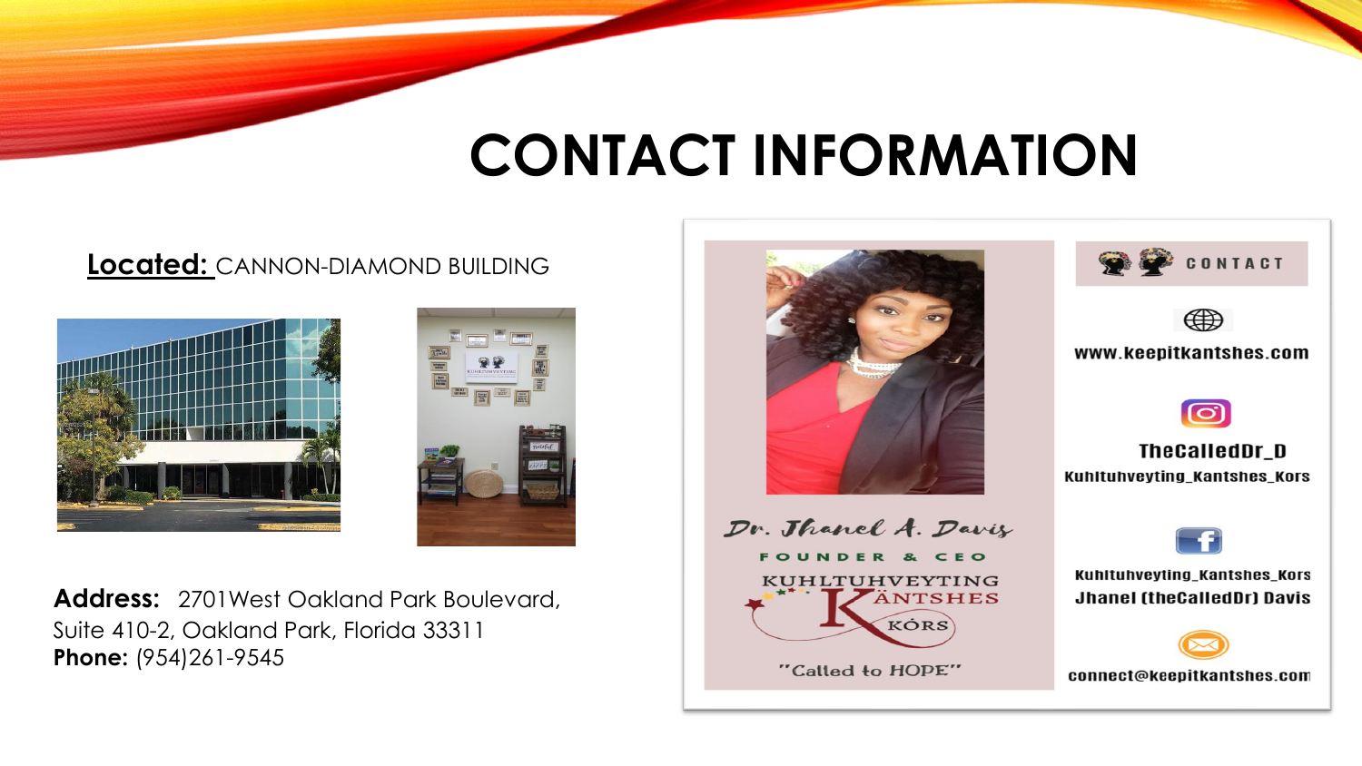# CONTACT INFORMATION

**Located:** CANNON-DIAMOND BUILDING

**Address:** 2701West Oakland Park Boulevard, Suite 410-2, Oakland Park, Florida 33311

**Phone:** (954)261-9545

Dr. Jhanel A. Davis

FOUNDER & CEO

KUHLTUHVEYTING KÄNTSHES KÓRS

"Called to HOPE"

CONTACT

www.keepitkantshes.com

TheCalledDr_D

Kuhltuhveyting_Kantshes_Kors

Kuhltuhveyting_Kantshes_Kors

Jhanel (theCalledDr) Davis

connect@keepitkantshes.com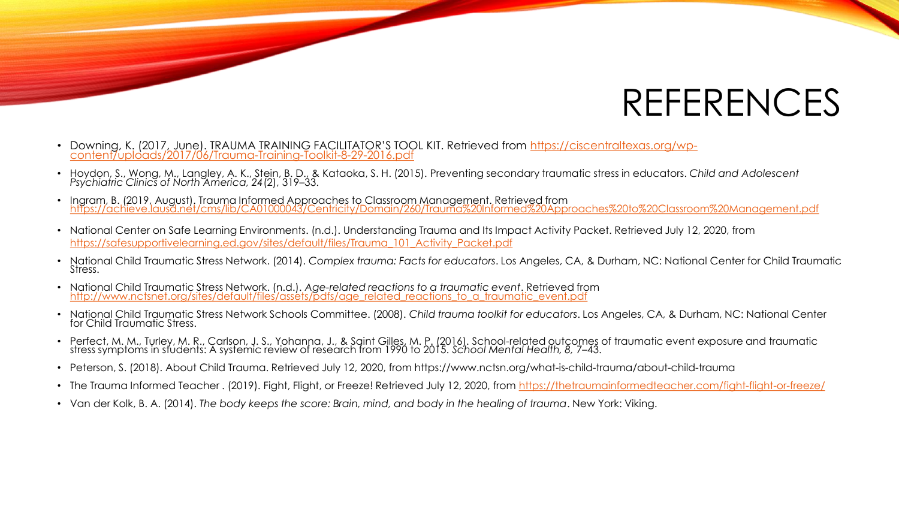# REFERENCES

- Downing, K. (2017, June). TRAUMA TRAINING FACILITATOR'S TOOL KIT. Retrieved from https://ciscentraltexas.org/wp-content/uploads/2017/06/Trauma-Training-Toolkit-8-29-2016.pdf
- Hoydon, S., Wong, M., Langley, A. K., Stein, B. D., & Kataoka, S. H. (2015). Preventing secondary traumatic stress in educators. *Child and Adolescent Psychiatric Clinics of North America, 24*(2), 319–33.
- Ingram, B. (2019, August). Trauma Informed Approaches to Classroom Management. Retrieved from https://achieve.lausd.net/cms/lib/CA01000043/Centricity/Domain/260/Trauma%20Informed%20Approaches%20to%20Classroom%20Management.pdf
- National Center on Safe Learning Environments. (n.d.). Understanding Trauma and Its Impact Activity Packet. Retrieved July 12, 2020, from https://safesupportivelearning.ed.gov/sites/default/files/Trauma_101_Activity_Packet.pdf
- National Child Traumatic Stress Network. (2014). *Complex trauma: Facts for educators*. Los Angeles, CA, & Durham, NC: National Center for Child Traumatic Stress.
- National Child Traumatic Stress Network. (n.d.). *Age-related reactions to a traumatic event*. Retrieved from http://www.nctsnet.org/sites/default/files/assets/pdfs/age_related_reactions_to_a_traumatic_event.pdf
- National Child Traumatic Stress Network Schools Committee. (2008). *Child trauma toolkit for educators*. Los Angeles, CA, & Durham, NC: National Center for Child Traumatic Stress.
- Perfect, M. M., Turley, M. R., Carlson, J. S., Yohanna, J., & Saint Gilles, M. P. (2016). School-related outcomes of traumatic event exposure and traumatic stress symptoms in students: A systemic review of research from 1990 to 2015. *School Mental Health, 8,* 7–43.
- Peterson, S. (2018). About Child Trauma. Retrieved July 12, 2020, from https://www.nctsn.org/what-is-child-trauma/about-child-trauma
- The Trauma Informed Teacher . (2019). Fight, Flight, or Freeze! Retrieved July 12, 2020, from https://thetraumainformedteacher.com/fight-flight-or-freeze/
- Van der Kolk, B. A. (2014). *The body keeps the score: Brain, mind, and body in the healing of trauma*. New York: Viking.